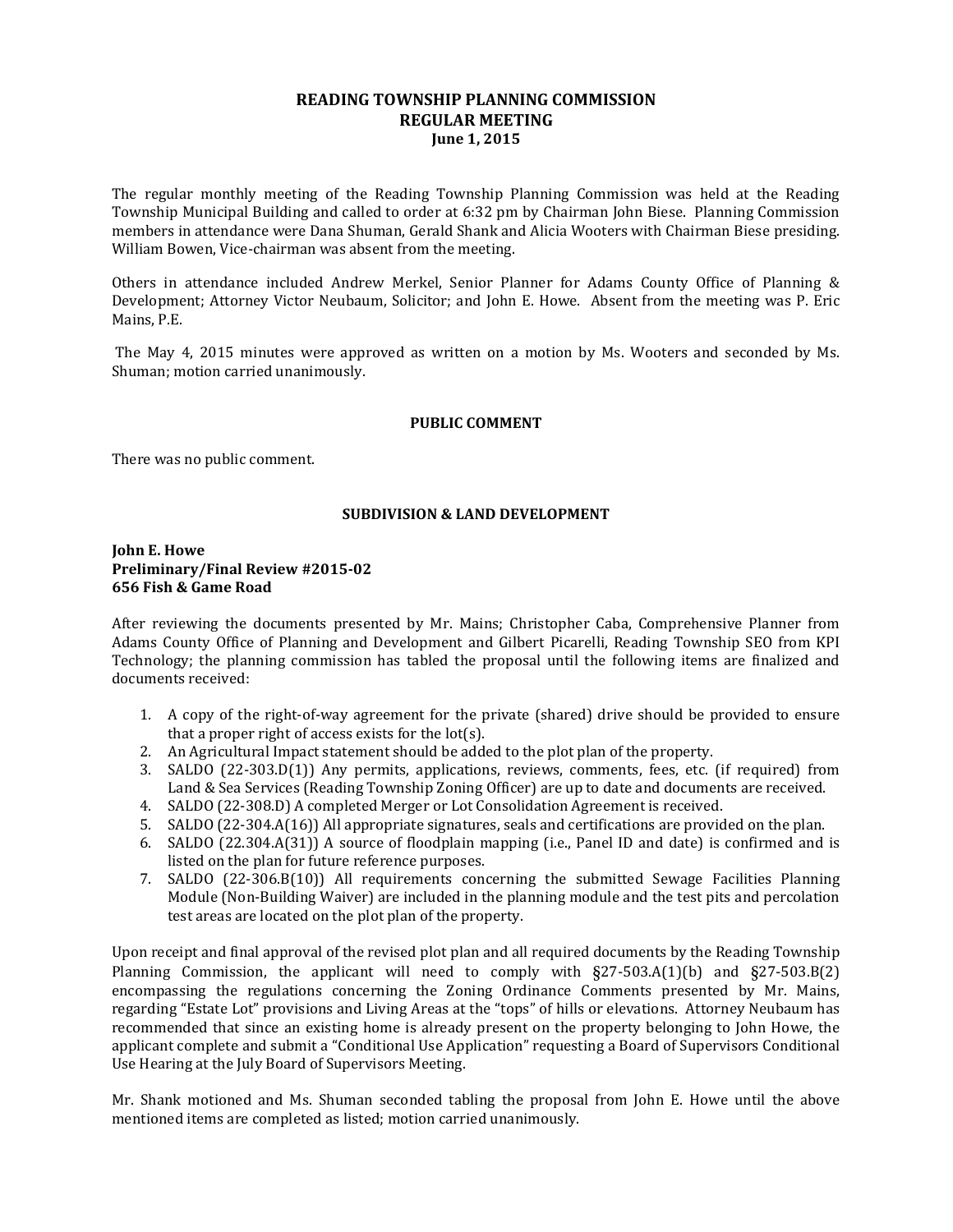# READING TOWNSHIP PLANNING COMMISSION
## REGULAR MEETING
### June 1, 2015

The regular monthly meeting of the Reading Township Planning Commission was held at the Reading Township Municipal Building and called to order at 6:32 pm by Chairman John Biese. Planning Commission members in attendance were Dana Shuman, Gerald Shank and Alicia Wooters with Chairman Biese presiding. William Bowen, Vice-chairman was absent from the meeting.

Others in attendance included Andrew Merkel, Senior Planner for Adams County Office of Planning & Development; Attorney Victor Neubaum, Solicitor; and John E. Howe. Absent from the meeting was P. Eric Mains, P.E.

The May 4, 2015 minutes were approved as written on a motion by Ms. Wooters and seconded by Ms. Shuman; motion carried unanimously.

**PUBLIC COMMENT**

There was no public comment.

**SUBDIVISION & LAND DEVELOPMENT**

**John E. Howe**
**Preliminary/Final Review #2015-02**
**656 Fish & Game Road**

After reviewing the documents presented by Mr. Mains; Christopher Caba, Comprehensive Planner from Adams County Office of Planning and Development and Gilbert Picarelli, Reading Township SEO from KPI Technology; the planning commission has tabled the proposal until the following items are finalized and documents received:

1. A copy of the right-of-way agreement for the private (shared) drive should be provided to ensure that a proper right of access exists for the lot(s).
2. An Agricultural Impact statement should be added to the plot plan of the property.
3. SALDO (22-303.D(1)) Any permits, applications, reviews, comments, fees, etc. (if required) from Land & Sea Services (Reading Township Zoning Officer) are up to date and documents are received.
4. SALDO (22-308.D) A completed Merger or Lot Consolidation Agreement is received.
5. SALDO (22-304.A(16)) All appropriate signatures, seals and certifications are provided on the plan.
6. SALDO (22.304.A(31)) A source of floodplain mapping (i.e., Panel ID and date) is confirmed and is listed on the plan for future reference purposes.
7. SALDO (22-306.B(10)) All requirements concerning the submitted Sewage Facilities Planning Module (Non-Building Waiver) are included in the planning module and the test pits and percolation test areas are located on the plot plan of the property.

Upon receipt and final approval of the revised plot plan and all required documents by the Reading Township Planning Commission, the applicant will need to comply with §27-503.A(1)(b) and §27-503.B(2) encompassing the regulations concerning the Zoning Ordinance Comments presented by Mr. Mains, regarding "Estate Lot" provisions and Living Areas at the "tops" of hills or elevations. Attorney Neubaum has recommended that since an existing home is already present on the property belonging to John Howe, the applicant complete and submit a "Conditional Use Application" requesting a Board of Supervisors Conditional Use Hearing at the July Board of Supervisors Meeting.

Mr. Shank motioned and Ms. Shuman seconded tabling the proposal from John E. Howe until the above mentioned items are completed as listed; motion carried unanimously.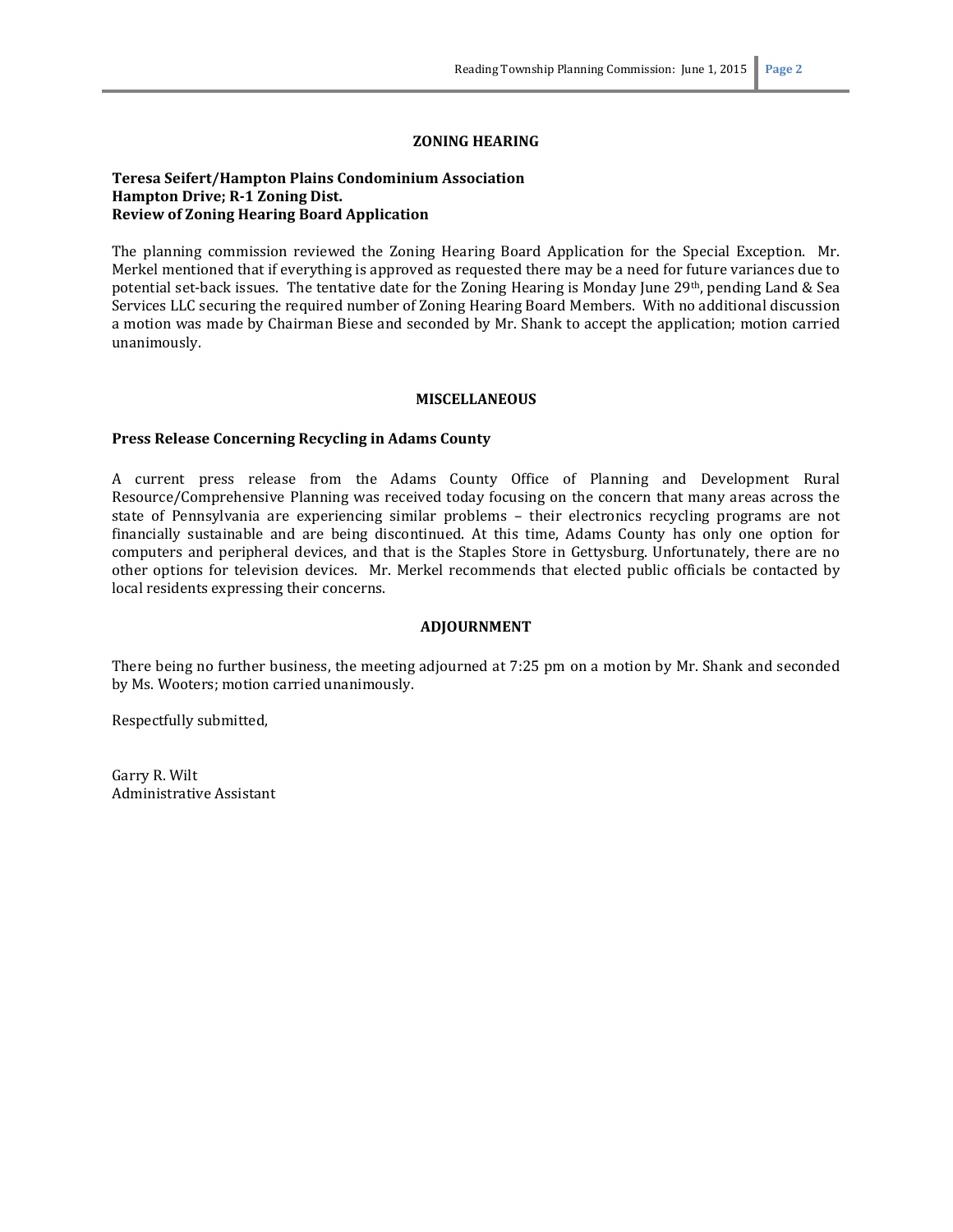## ZONING HEARING

**Teresa Seifert/Hampton Plains Condominium Association**
**Hampton Drive; R-1 Zoning Dist.**
**Review of Zoning Hearing Board Application**

The planning commission reviewed the Zoning Hearing Board Application for the Special Exception. Mr. Merkel mentioned that if everything is approved as requested there may be a need for future variances due to potential set-back issues. The tentative date for the Zoning Hearing is Monday June 29th, pending Land & Sea Services LLC securing the required number of Zoning Hearing Board Members. With no additional discussion a motion was made by Chairman Biese and seconded by Mr. Shank to accept the application; motion carried unanimously.

## MISCELLANEOUS

**Press Release Concerning Recycling in Adams County**

A current press release from the Adams County Office of Planning and Development Rural Resource/Comprehensive Planning was received today focusing on the concern that many areas across the state of Pennsylvania are experiencing similar problems – their electronics recycling programs are not financially sustainable and are being discontinued. At this time, Adams County has only one option for computers and peripheral devices, and that is the Staples Store in Gettysburg. Unfortunately, there are no other options for television devices. Mr. Merkel recommends that elected public officials be contacted by local residents expressing their concerns.

## ADJOURNMENT

There being no further business, the meeting adjourned at 7:25 pm on a motion by Mr. Shank and seconded by Ms. Wooters; motion carried unanimously.

Respectfully submitted,

Garry R. Wilt
Administrative Assistant